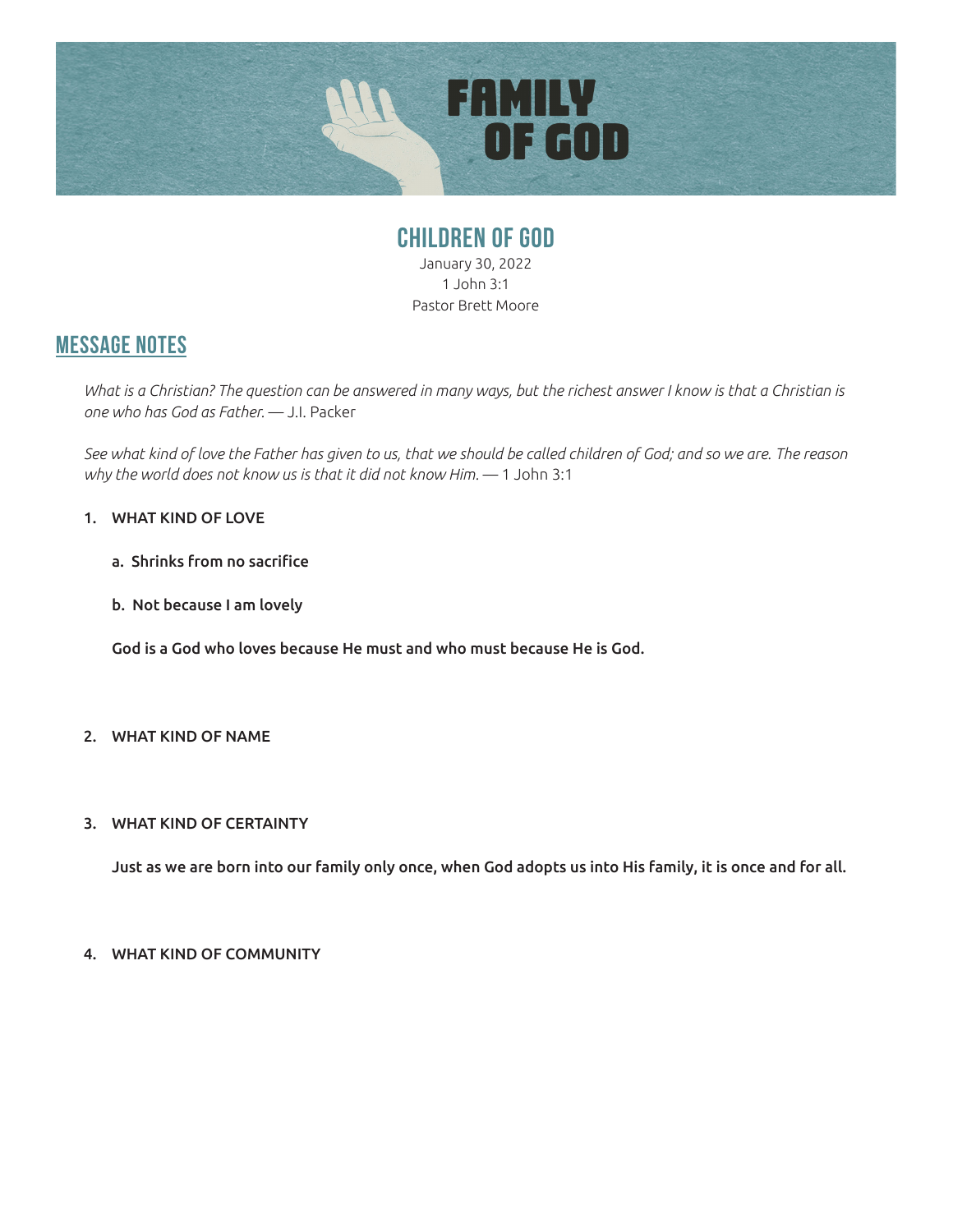# FAMILY OF GOD

## CHILDREN OF GOD

January 30, 2022
1 John 3:1
Pastor Brett Moore

## MESSAGE NOTES

*What is a Christian? The question can be answered in many ways, but the richest answer I know is that a Christian is one who has God as Father.* — J.I. Packer

*See what kind of love the Father has given to us, that we should be called children of God; and so we are. The reason why the world does not know us is that it did not know Him.* — 1 John 3:1

1. **WHAT KIND OF LOVE**

   a. **Shrinks from no sacrifice**

   b. **Not because I am lovely**

   **God is a God who loves because He must and who must because He is God.**

2. **WHAT KIND OF NAME**

3. **WHAT KIND OF CERTAINTY**

   **Just as we are born into our family only once, when God adopts us into His family, it is once and for all.**

4. **WHAT KIND OF COMMUNITY**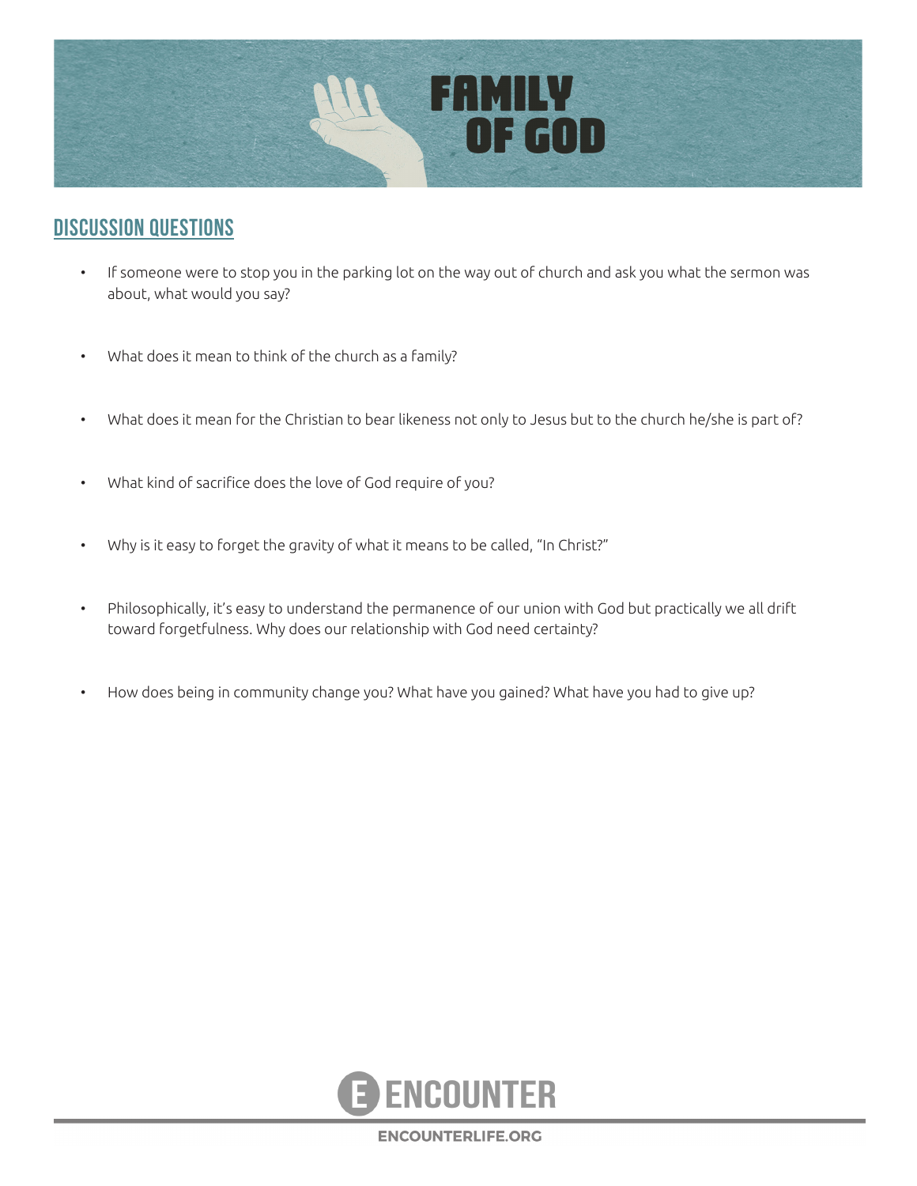# FAMILY OF GOD

## DISCUSSION QUESTIONS

- If someone were to stop you in the parking lot on the way out of church and ask you what the sermon was about, what would you say?
- What does it mean to think of the church as a family?
- What does it mean for the Christian to bear likeness not only to Jesus but to the church he/she is part of?
- What kind of sacrifice does the love of God require of you?
- Why is it easy to forget the gravity of what it means to be called, "In Christ?"
- Philosophically, it's easy to understand the permanence of our union with God but practically we all drift toward forgetfulness. Why does our relationship with God need certainty?
- How does being in community change you? What have you gained? What have you had to give up?

ENCOUNTER

ENCOUNTERLIFE.ORG